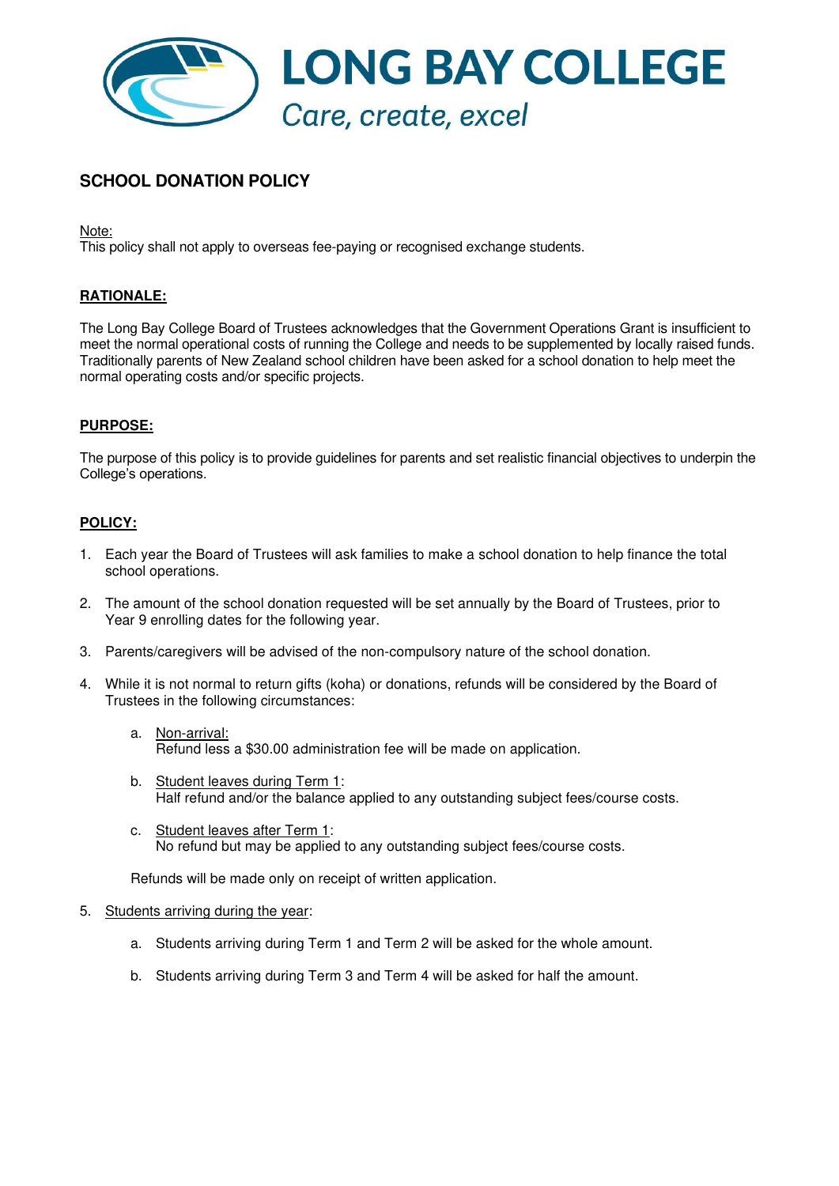# LONG BAY COLLEGE

*Care, create, excel*

## SCHOOL DONATION POLICY

Note:
This policy shall not apply to overseas fee-paying or recognised exchange students.

### RATIONALE:

The Long Bay College Board of Trustees acknowledges that the Government Operations Grant is insufficient to meet the normal operational costs of running the College and needs to be supplemented by locally raised funds. Traditionally parents of New Zealand school children have been asked for a school donation to help meet the normal operating costs and/or specific projects.

### PURPOSE:

The purpose of this policy is to provide guidelines for parents and set realistic financial objectives to underpin the College's operations.

### POLICY:

1. Each year the Board of Trustees will ask families to make a school donation to help finance the total school operations.
2. The amount of the school donation requested will be set annually by the Board of Trustees, prior to Year 9 enrolling dates for the following year.
3. Parents/caregivers will be advised of the non-compulsory nature of the school donation.
4. While it is not normal to return gifts (koha) or donations, refunds will be considered by the Board of Trustees in the following circumstances:
   a. Non-arrival:
   Refund less a $30.00 administration fee will be made on application.
   b. Student leaves during Term 1:
   Half refund and/or the balance applied to any outstanding subject fees/course costs.
   c. Student leaves after Term 1:
   No refund but may be applied to any outstanding subject fees/course costs.

   Refunds will be made only on receipt of written application.
5. Students arriving during the year:
   a. Students arriving during Term 1 and Term 2 will be asked for the whole amount.
   b. Students arriving during Term 3 and Term 4 will be asked for half the amount.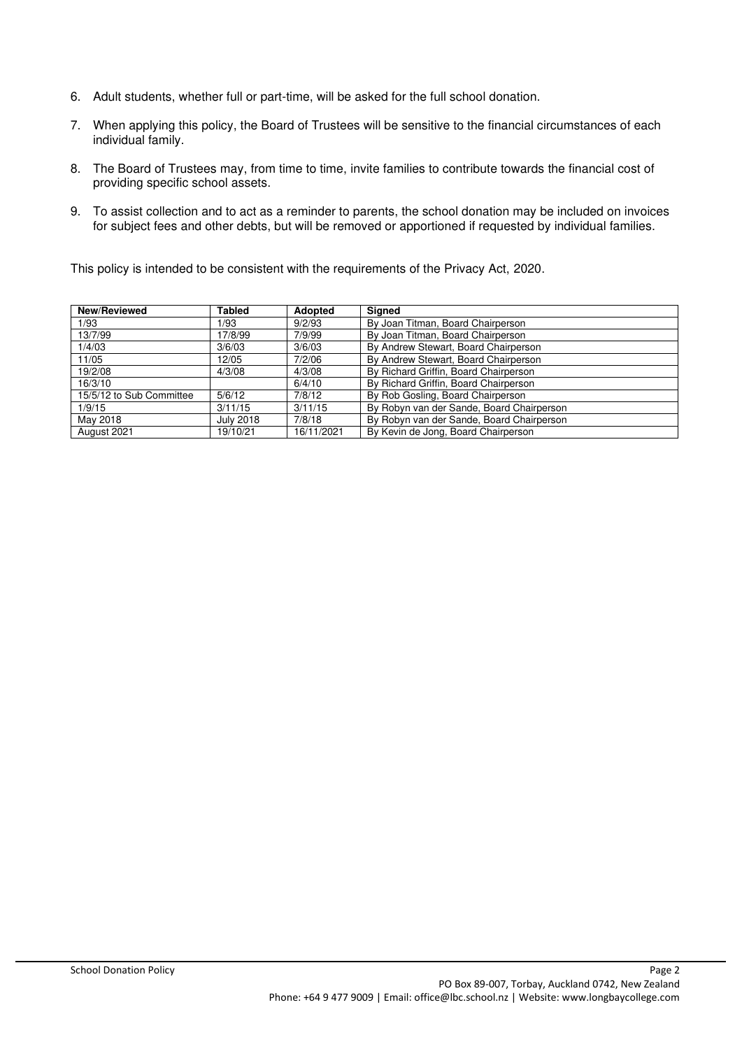6. Adult students, whether full or part-time, will be asked for the full school donation.
7. When applying this policy, the Board of Trustees will be sensitive to the financial circumstances of each individual family.
8. The Board of Trustees may, from time to time, invite families to contribute towards the financial cost of providing specific school assets.
9. To assist collection and to act as a reminder to parents, the school donation may be included on invoices for subject fees and other debts, but will be removed or apportioned if requested by individual families.

This policy is intended to be consistent with the requirements of the Privacy Act, 2020.

| New/Reviewed | Tabled | Adopted | Signed |
|---|---|---|---|
| 1/93 | 1/93 | 9/2/93 | By Joan Titman, Board Chairperson |
| 13/7/99 | 17/8/99 | 7/9/99 | By Joan Titman, Board Chairperson |
| 1/4/03 | 3/6/03 | 3/6/03 | By Andrew Stewart, Board Chairperson |
| 11/05 | 12/05 | 7/2/06 | By Andrew Stewart, Board Chairperson |
| 19/2/08 | 4/3/08 | 4/3/08 | By Richard Griffin, Board Chairperson |
| 16/3/10 | | 6/4/10 | By Richard Griffin, Board Chairperson |
| 15/5/12 to Sub Committee | 5/6/12 | 7/8/12 | By Rob Gosling, Board Chairperson |
| 1/9/15 | 3/11/15 | 3/11/15 | By Robyn van der Sande, Board Chairperson |
| May 2018 | July 2018 | 7/8/18 | By Robyn van der Sande, Board Chairperson |
| August 2021 | 19/10/21 | 16/11/2021 | By Kevin de Jong, Board Chairperson |